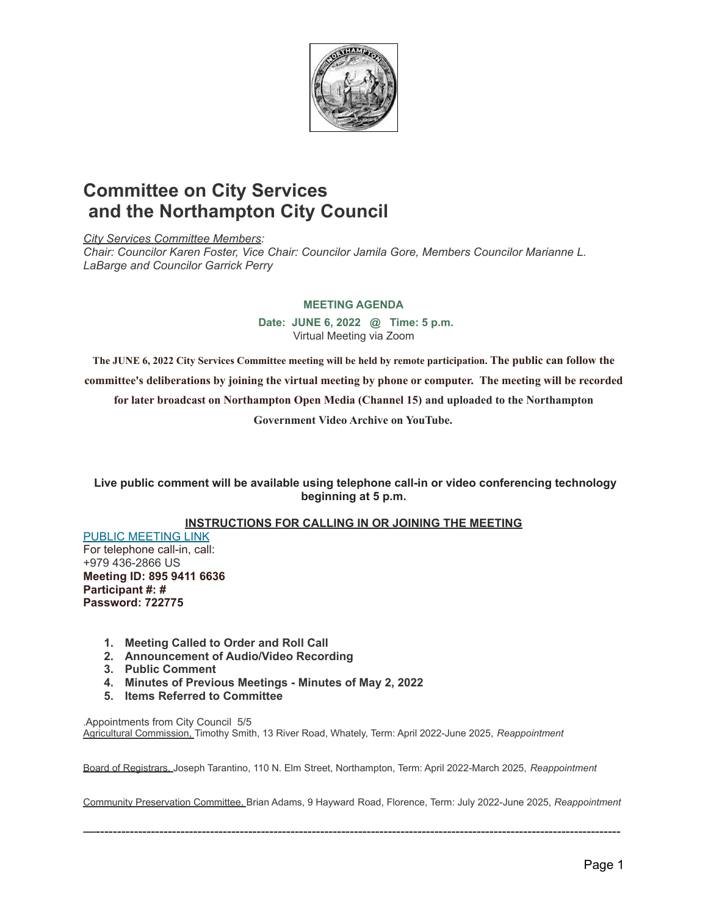# Committee on City Services and the Northampton City Council

*City Services Committee Members:*
*Chair: Councilor Karen Foster, Vice Chair: Councilor Jamila Gore, Members Councilor Marianne L. LaBarge and Councilor Garrick Perry*

**MEETING AGENDA**

**Date: JUNE 6, 2022 @ Time: 5 p.m.**
Virtual Meeting via Zoom

**The JUNE 6, 2022 City Services Committee meeting will be held by remote participation. The public can follow the committee's deliberations by joining the virtual meeting by phone or computer. The meeting will be recorded for later broadcast on Northampton Open Media (Channel 15) and uploaded to the Northampton Government Video Archive on YouTube.**

**Live public comment will be available using telephone call-in or video conferencing technology beginning at 5 p.m.**

**INSTRUCTIONS FOR CALLING IN OR JOINING THE MEETING**

PUBLIC MEETING LINK
For telephone call-in, call:
+979 436-2866 US
**Meeting ID: 895 9411 6636**
**Participant #: #**
**Password: 722775**

1. **Meeting Called to Order and Roll Call**
2. **Announcement of Audio/Video Recording**
3. **Public Comment**
4. **Minutes of Previous Meetings - Minutes of May 2, 2022**
5. **Items Referred to Committee**

.Appointments from City Council 5/5
Agricultural Commission, Timothy Smith, 13 River Road, Whately, Term: April 2022-June 2025, *Reappointment*

Board of Registrars, Joseph Tarantino, 110 N. Elm Street, Northampton, Term: April 2022-March 2025, *Reappointment*

Community Preservation Committee, Brian Adams, 9 Hayward Road, Florence, Term: July 2022-June 2025, *Reappointment*

---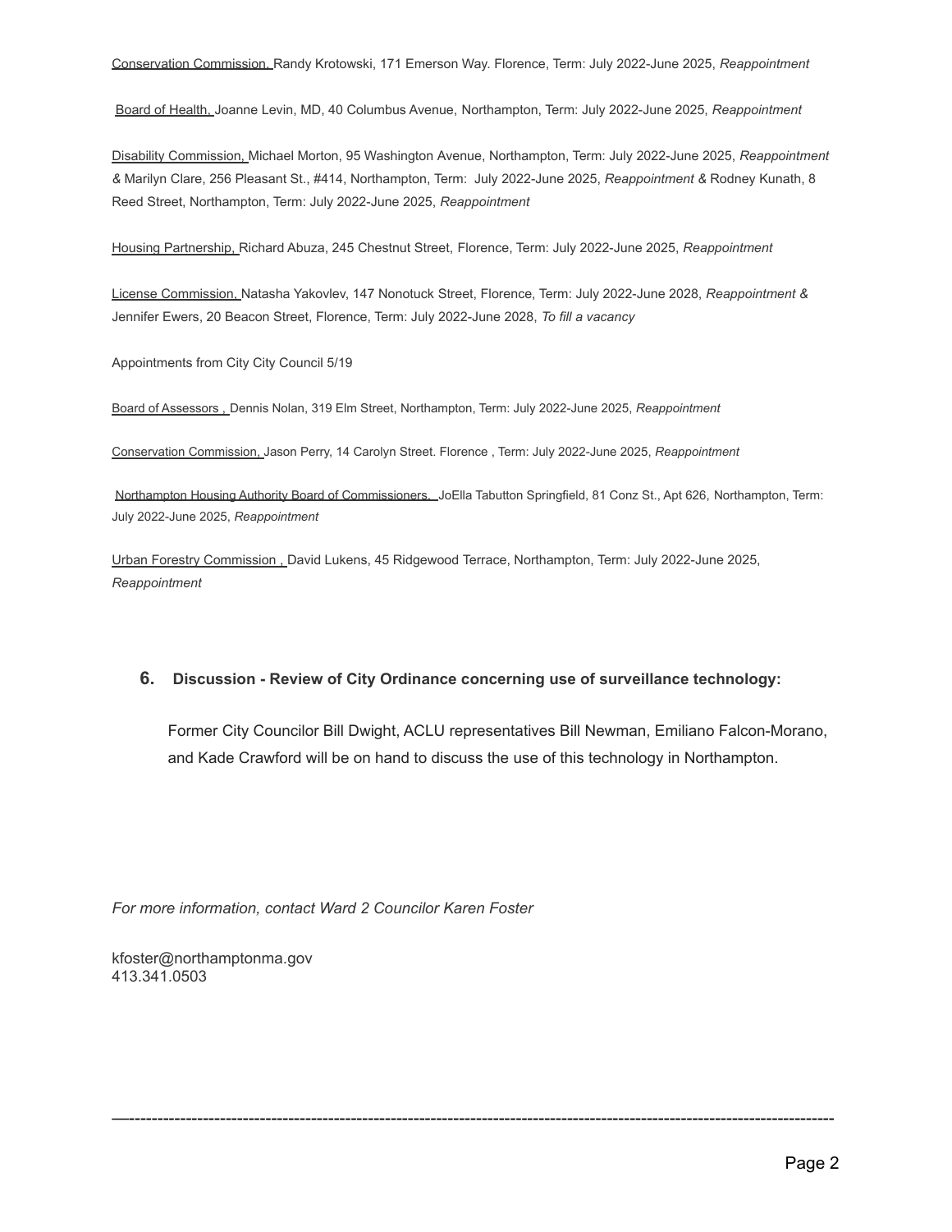Conservation Commission, Randy Krotowski, 171 Emerson Way. Florence, Term: July 2022-June 2025, *Reappointment*

Board of Health, Joanne Levin, MD, 40 Columbus Avenue, Northampton, Term: July 2022-June 2025, *Reappointment*

Disability Commission, Michael Morton, 95 Washington Avenue, Northampton, Term: July 2022-June 2025, *Reappointment &* Marilyn Clare, 256 Pleasant St., #414, Northampton, Term: July 2022-June 2025, *Reappointment &* Rodney Kunath, 8 Reed Street, Northampton, Term: July 2022-June 2025, *Reappointment*

Housing Partnership, Richard Abuza, 245 Chestnut Street, Florence, Term: July 2022-June 2025, *Reappointment*

License Commission, Natasha Yakovlev, 147 Nonotuck Street, Florence, Term: July 2022-June 2028, *Reappointment &* Jennifer Ewers, 20 Beacon Street, Florence, Term: July 2022-June 2028, *To fill a vacancy*

Appointments from City City Council 5/19

Board of Assessors , Dennis Nolan, 319 Elm Street, Northampton, Term: July 2022-June 2025, *Reappointment*

Conservation Commission, Jason Perry, 14 Carolyn Street. Florence , Term: July 2022-June 2025, *Reappointment*

Northampton Housing Authority Board of Commissioners, JoElla Tabutton Springfield, 81 Conz St., Apt 626, Northampton, Term: July 2022-June 2025, *Reappointment*

Urban Forestry Commission , David Lukens, 45 Ridgewood Terrace, Northampton, Term: July 2022-June 2025, *Reappointment*

6. **Discussion - Review of City Ordinance concerning use of surveillance technology:**

   Former City Councilor Bill Dwight, ACLU representatives Bill Newman, Emiliano Falcon-Morano, and Kade Crawford will be on hand to discuss the use of this technology in Northampton.

*For more information, contact Ward 2 Councilor Karen Foster*

kfoster@northamptonma.gov
413.341.0503